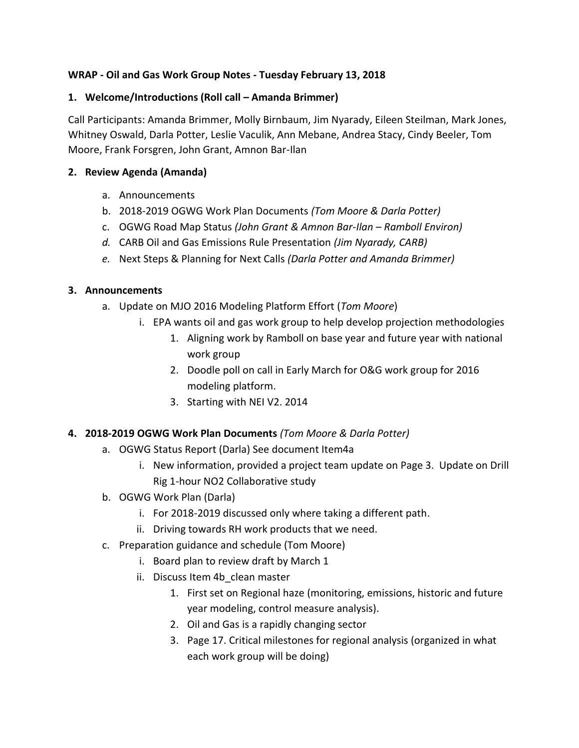**WRAP - Oil and Gas Work Group Notes - Tuesday February 13, 2018**

**1. Welcome/Introductions (Roll call – Amanda Brimmer)**

Call Participants: Amanda Brimmer, Molly Birnbaum, Jim Nyarady, Eileen Steilman, Mark Jones, Whitney Oswald, Darla Potter, Leslie Vaculik, Ann Mebane, Andrea Stacy, Cindy Beeler, Tom Moore, Frank Forsgren, John Grant, Amnon Bar-Ilan

**2. Review Agenda (Amanda)**

a. Announcements
b. 2018-2019 OGWG Work Plan Documents *(Tom Moore & Darla Potter)*
c. OGWG Road Map Status *(John Grant & Amnon Bar-Ilan – Ramboll Environ)*
*d.* CARB Oil and Gas Emissions Rule Presentation *(Jim Nyarady, CARB)*
*e.* Next Steps & Planning for Next Calls *(Darla Potter and Amanda Brimmer)*

**3. Announcements**

a. Update on MJO 2016 Modeling Platform Effort (*Tom Moore*)
    i. EPA wants oil and gas work group to help develop projection methodologies
        1. Aligning work by Ramboll on base year and future year with national work group
        2. Doodle poll on call in Early March for O&G work group for 2016 modeling platform.
        3. Starting with NEI V2. 2014

**4. 2018-2019 OGWG Work Plan Documents** *(Tom Moore & Darla Potter)*

a. OGWG Status Report (Darla) See document Item4a
    i. New information, provided a project team update on Page 3. Update on Drill Rig 1-hour NO2 Collaborative study
b. OGWG Work Plan (Darla)
    i. For 2018-2019 discussed only where taking a different path.
    ii. Driving towards RH work products that we need.
c. Preparation guidance and schedule (Tom Moore)
    i. Board plan to review draft by March 1
    ii. Discuss Item 4b_clean master
        1. First set on Regional haze (monitoring, emissions, historic and future year modeling, control measure analysis).
        2. Oil and Gas is a rapidly changing sector
        3. Page 17. Critical milestones for regional analysis (organized in what each work group will be doing)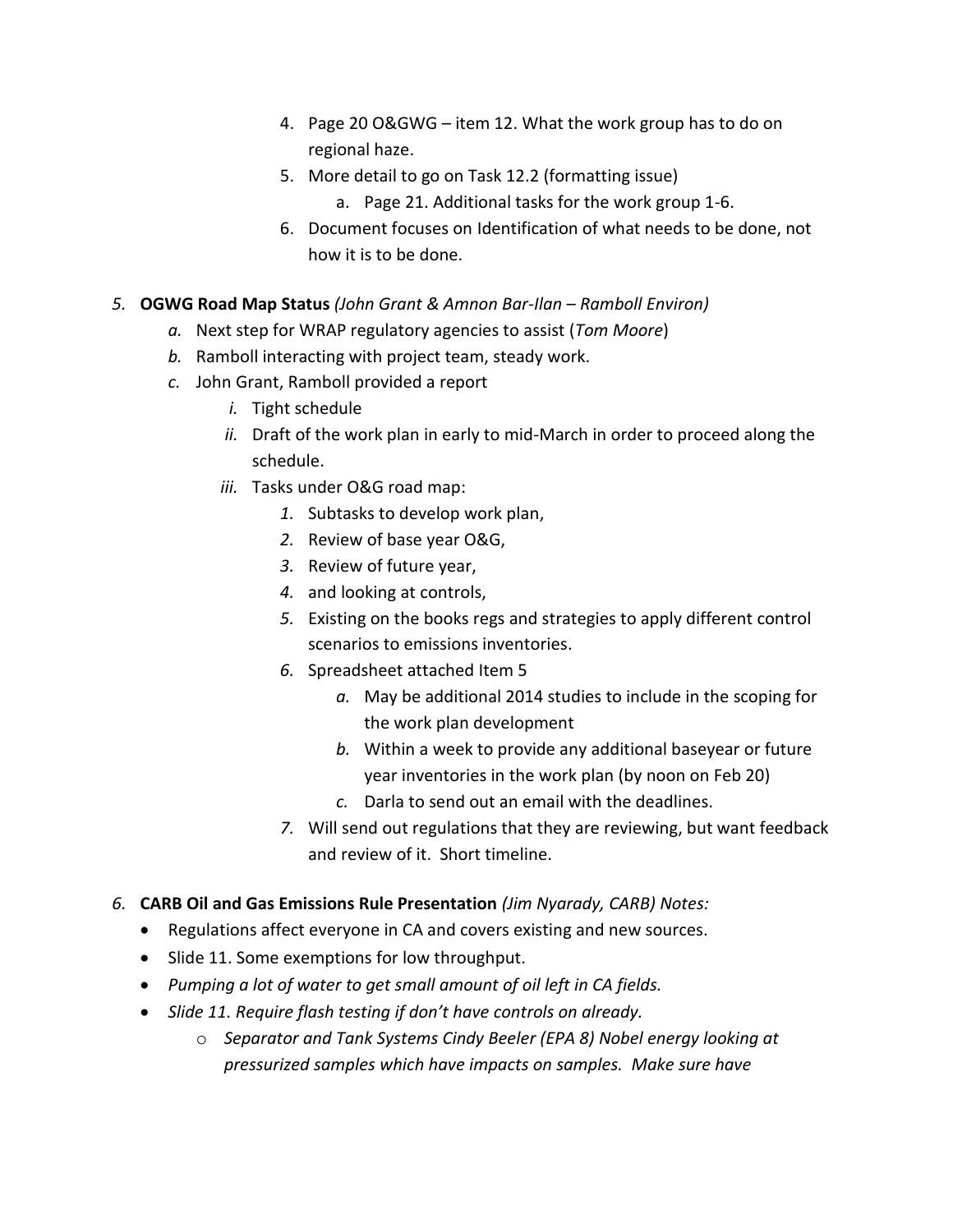4. Page 20 O&GWG – item 12. What the work group has to do on regional haze.
5. More detail to go on Task 12.2 (formatting issue)
    a. Page 21. Additional tasks for the work group 1-6.
6. Document focuses on Identification of what needs to be done, not how it is to be done.

*5.* **OGWG Road Map Status** *(John Grant & Amnon Bar-Ilan – Ramboll Environ)*
   *a.* Next step for WRAP regulatory agencies to assist (*Tom Moore*)
   *b.* Ramboll interacting with project team, steady work.
   *c.* John Grant, Ramboll provided a report
      *i.* Tight schedule
      *ii.* Draft of the work plan in early to mid-March in order to proceed along the schedule.
      *iii.* Tasks under O&G road map:
         *1.* Subtasks to develop work plan,
         *2.* Review of base year O&G,
         *3.* Review of future year,
         *4.* and looking at controls,
         *5.* Existing on the books regs and strategies to apply different control scenarios to emissions inventories.
         *6.* Spreadsheet attached Item 5
            *a.* May be additional 2014 studies to include in the scoping for the work plan development
            *b.* Within a week to provide any additional baseyear or future year inventories in the work plan (by noon on Feb 20)
            *c.* Darla to send out an email with the deadlines.
         *7.* Will send out regulations that they are reviewing, but want feedback and review of it. Short timeline.

*6.* **CARB Oil and Gas Emissions Rule Presentation** *(Jim Nyarady, CARB) Notes:*
   - Regulations affect everyone in CA and covers existing and new sources.
   - Slide 11. Some exemptions for low throughput.
   - *Pumping a lot of water to get small amount of oil left in CA fields.*
   - *Slide 11. Require flash testing if don't have controls on already.*
      - *Separator and Tank Systems Cindy Beeler (EPA 8) Nobel energy looking at pressurized samples which have impacts on samples. Make sure have*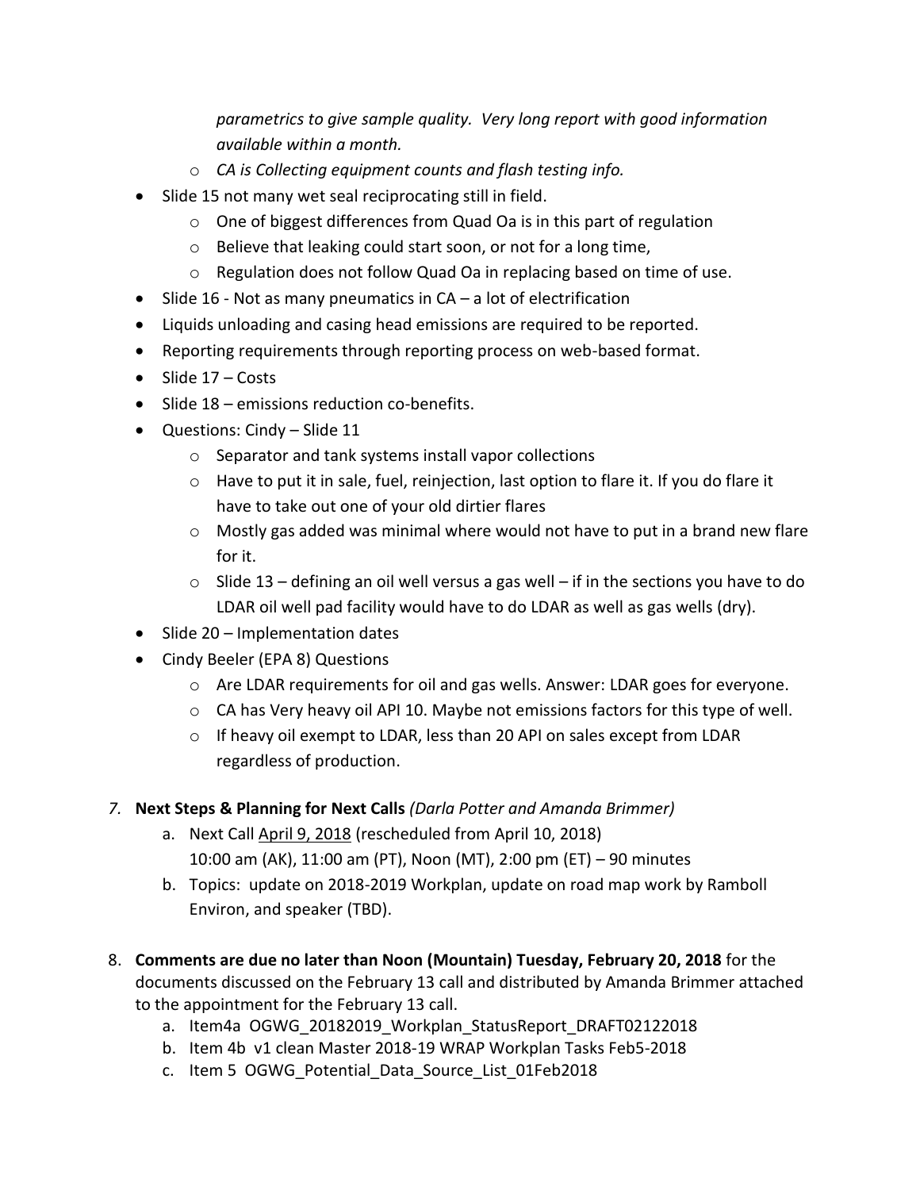*parametrics to give sample quality. Very long report with good information available within a month.*

  - *CA is Collecting equipment counts and flash testing info.*
- Slide 15 not many wet seal reciprocating still in field.
  - One of biggest differences from Quad Oa is in this part of regulation
  - Believe that leaking could start soon, or not for a long time,
  - Regulation does not follow Quad Oa in replacing based on time of use.
- Slide 16 - Not as many pneumatics in CA – a lot of electrification
- Liquids unloading and casing head emissions are required to be reported.
- Reporting requirements through reporting process on web-based format.
- Slide 17 – Costs
- Slide 18 – emissions reduction co-benefits.
- Questions: Cindy – Slide 11
  - Separator and tank systems install vapor collections
  - Have to put it in sale, fuel, reinjection, last option to flare it. If you do flare it have to take out one of your old dirtier flares
  - Mostly gas added was minimal where would not have to put in a brand new flare for it.
  - Slide 13 – defining an oil well versus a gas well – if in the sections you have to do LDAR oil well pad facility would have to do LDAR as well as gas wells (dry).
- Slide 20 – Implementation dates
- Cindy Beeler (EPA 8) Questions
  - Are LDAR requirements for oil and gas wells. Answer: LDAR goes for everyone.
  - CA has Very heavy oil API 10. Maybe not emissions factors for this type of well.
  - If heavy oil exempt to LDAR, less than 20 API on sales except from LDAR regardless of production.

7. **Next Steps & Planning for Next Calls** *(Darla Potter and Amanda Brimmer)*
   a. Next Call <u>April 9, 2018</u> (rescheduled from April 10, 2018)
   10:00 am (AK), 11:00 am (PT), Noon (MT), 2:00 pm (ET) – 90 minutes
   b. Topics: update on 2018-2019 Workplan, update on road map work by Ramboll Environ, and speaker (TBD).

8. **Comments are due no later than Noon (Mountain) Tuesday, February 20, 2018** for the documents discussed on the February 13 call and distributed by Amanda Brimmer attached to the appointment for the February 13 call.
   a. Item4a OGWG_20182019_Workplan_StatusReport_DRAFT02122018
   b. Item 4b v1 clean Master 2018-19 WRAP Workplan Tasks Feb5-2018
   c. Item 5 OGWG_Potential_Data_Source_List_01Feb2018